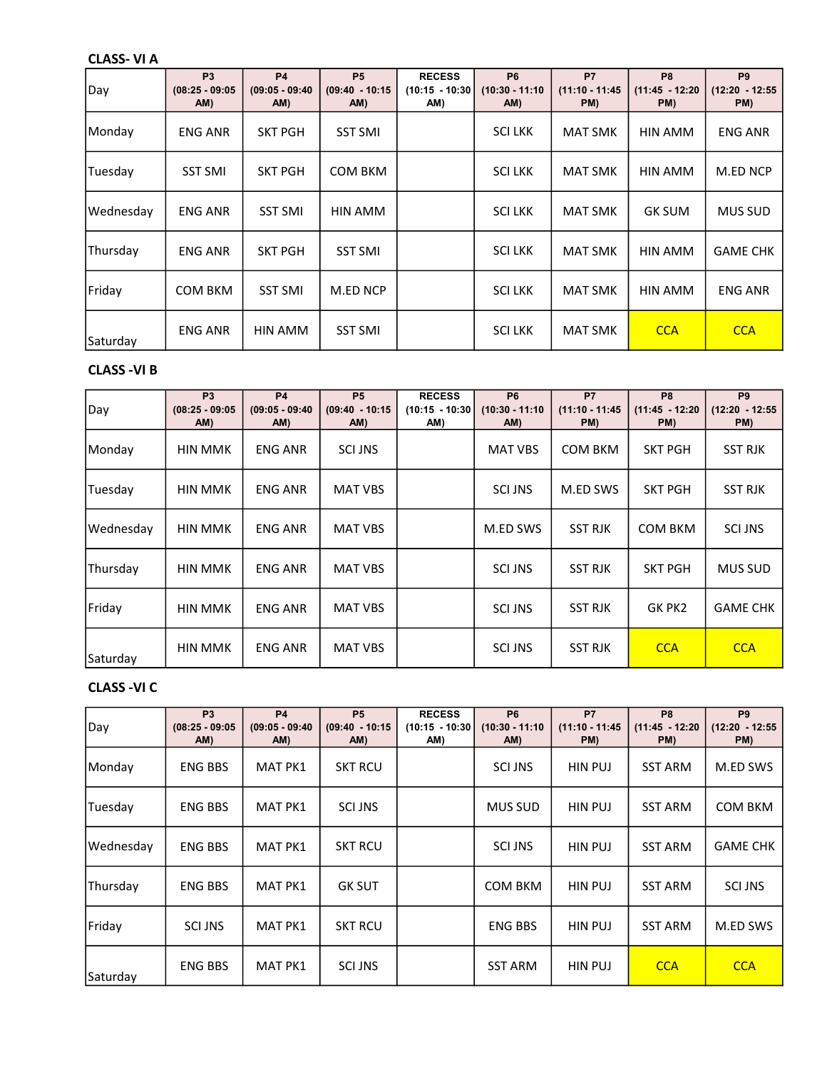**CLASS- VI A**

| Day | P3 (08:25 - 09:05 AM) | P4 (09:05 - 09:40 AM) | P5 (09:40 - 10:15 AM) | RECESS (10:15 - 10:30 AM) | P6 (10:30 - 11:10 AM) | P7 (11:10 - 11:45 PM) | P8 (11:45 - 12:20 PM) | P9 (12:20 - 12:55 PM) |
|---|---|---|---|---|---|---|---|---|
| Monday | ENG ANR | SKT PGH | SST SMI | | SCI LKK | MAT SMK | HIN AMM | ENG ANR |
| Tuesday | SST SMI | SKT PGH | COM BKM | | SCI LKK | MAT SMK | HIN AMM | M.ED NCP |
| Wednesday | ENG ANR | SST SMI | HIN AMM | | SCI LKK | MAT SMK | GK SUM | MUS SUD |
| Thursday | ENG ANR | SKT PGH | SST SMI | | SCI LKK | MAT SMK | HIN AMM | GAME CHK |
| Friday | COM BKM | SST SMI | M.ED NCP | | SCI LKK | MAT SMK | HIN AMM | ENG ANR |
| Saturday | ENG ANR | HIN AMM | SST SMI | | SCI LKK | MAT SMK | CCA | CCA |

**CLASS -VI B**

| Day | P3 (08:25 - 09:05 AM) | P4 (09:05 - 09:40 AM) | P5 (09:40 - 10:15 AM) | RECESS (10:15 - 10:30 AM) | P6 (10:30 - 11:10 AM) | P7 (11:10 - 11:45 PM) | P8 (11:45 - 12:20 PM) | P9 (12:20 - 12:55 PM) |
|---|---|---|---|---|---|---|---|---|
| Monday | HIN MMK | ENG ANR | SCI JNS | | MAT VBS | COM BKM | SKT PGH | SST RJK |
| Tuesday | HIN MMK | ENG ANR | MAT VBS | | SCI JNS | M.ED SWS | SKT PGH | SST RJK |
| Wednesday | HIN MMK | ENG ANR | MAT VBS | | M.ED SWS | SST RJK | COM BKM | SCI JNS |
| Thursday | HIN MMK | ENG ANR | MAT VBS | | SCI JNS | SST RJK | SKT PGH | MUS SUD |
| Friday | HIN MMK | ENG ANR | MAT VBS | | SCI JNS | SST RJK | GK PK2 | GAME CHK |
| Saturday | HIN MMK | ENG ANR | MAT VBS | | SCI JNS | SST RJK | CCA | CCA |

**CLASS -VI C**

| Day | P3 (08:25 - 09:05 AM) | P4 (09:05 - 09:40 AM) | P5 (09:40 - 10:15 AM) | RECESS (10:15 - 10:30 AM) | P6 (10:30 - 11:10 AM) | P7 (11:10 - 11:45 PM) | P8 (11:45 - 12:20 PM) | P9 (12:20 - 12:55 PM) |
|---|---|---|---|---|---|---|---|---|
| Monday | ENG BBS | MAT PK1 | SKT RCU | | SCI JNS | HIN PUJ | SST ARM | M.ED SWS |
| Tuesday | ENG BBS | MAT PK1 | SCI JNS | | MUS SUD | HIN PUJ | SST ARM | COM BKM |
| Wednesday | ENG BBS | MAT PK1 | SKT RCU | | SCI JNS | HIN PUJ | SST ARM | GAME CHK |
| Thursday | ENG BBS | MAT PK1 | GK SUT | | COM BKM | HIN PUJ | SST ARM | SCI JNS |
| Friday | SCI JNS | MAT PK1 | SKT RCU | | ENG BBS | HIN PUJ | SST ARM | M.ED SWS |
| Saturday | ENG BBS | MAT PK1 | SCI JNS | | SST ARM | HIN PUJ | CCA | CCA |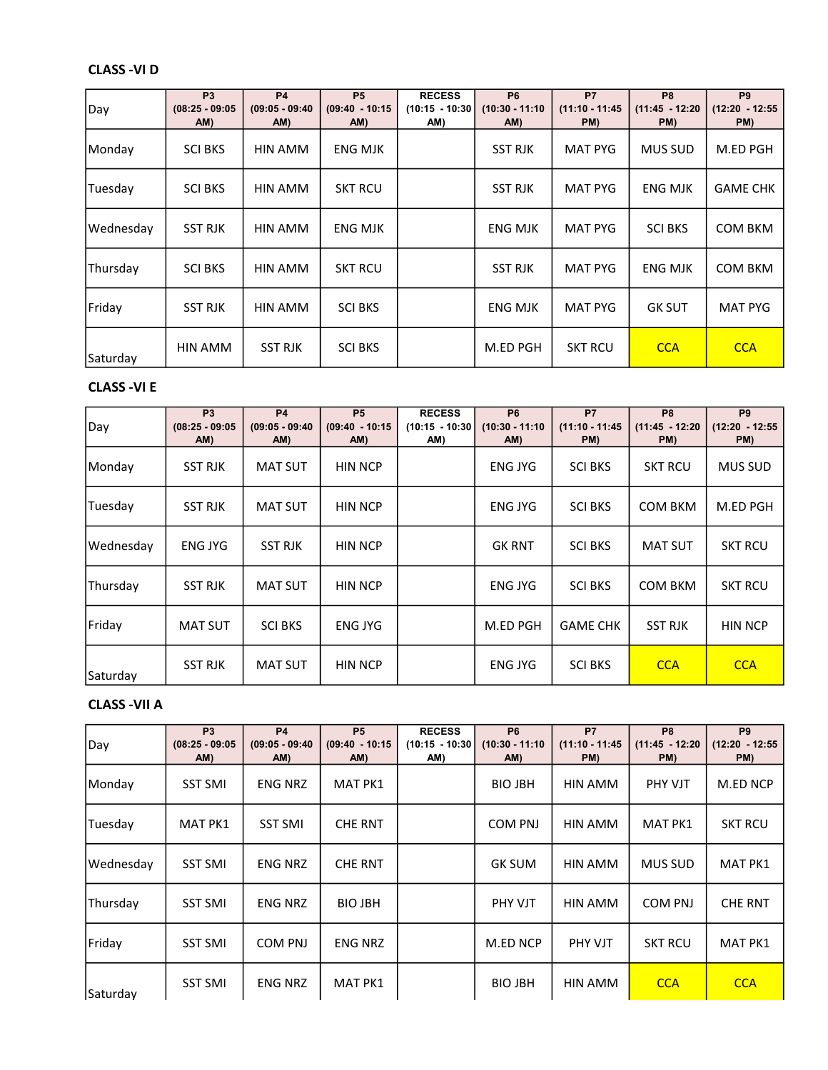**CLASS -VI D**

| Day | P3 (08:25 - 09:05 AM) | P4 (09:05 - 09:40 AM) | P5 (09:40 - 10:15 AM) | RECESS (10:15 - 10:30 AM) | P6 (10:30 - 11:10 AM) | P7 (11:10 - 11:45 PM) | P8 (11:45 - 12:20 PM) | P9 (12:20 - 12:55 PM) |
|---|---|---|---|---|---|---|---|---|
| Monday | SCI BKS | HIN AMM | ENG MJK | | SST RJK | MAT PYG | MUS SUD | M.ED PGH |
| Tuesday | SCI BKS | HIN AMM | SKT RCU | | SST RJK | MAT PYG | ENG MJK | GAME CHK |
| Wednesday | SST RJK | HIN AMM | ENG MJK | | ENG MJK | MAT PYG | SCI BKS | COM BKM |
| Thursday | SCI BKS | HIN AMM | SKT RCU | | SST RJK | MAT PYG | ENG MJK | COM BKM |
| Friday | SST RJK | HIN AMM | SCI BKS | | ENG MJK | MAT PYG | GK SUT | MAT PYG |
| Saturday | HIN AMM | SST RJK | SCI BKS | | M.ED PGH | SKT RCU | CCA | CCA |

**CLASS -VI E**

| Day | P3 (08:25 - 09:05 AM) | P4 (09:05 - 09:40 AM) | P5 (09:40 - 10:15 AM) | RECESS (10:15 - 10:30 AM) | P6 (10:30 - 11:10 AM) | P7 (11:10 - 11:45 PM) | P8 (11:45 - 12:20 PM) | P9 (12:20 - 12:55 PM) |
|---|---|---|---|---|---|---|---|---|
| Monday | SST RJK | MAT SUT | HIN NCP | | ENG JYG | SCI BKS | SKT RCU | MUS SUD |
| Tuesday | SST RJK | MAT SUT | HIN NCP | | ENG JYG | SCI BKS | COM BKM | M.ED PGH |
| Wednesday | ENG JYG | SST RJK | HIN NCP | | GK RNT | SCI BKS | MAT SUT | SKT RCU |
| Thursday | SST RJK | MAT SUT | HIN NCP | | ENG JYG | SCI BKS | COM BKM | SKT RCU |
| Friday | MAT SUT | SCI BKS | ENG JYG | | M.ED PGH | GAME CHK | SST RJK | HIN NCP |
| Saturday | SST RJK | MAT SUT | HIN NCP | | ENG JYG | SCI BKS | CCA | CCA |

**CLASS -VII A**

| Day | P3 (08:25 - 09:05 AM) | P4 (09:05 - 09:40 AM) | P5 (09:40 - 10:15 AM) | RECESS (10:15 - 10:30 AM) | P6 (10:30 - 11:10 AM) | P7 (11:10 - 11:45 PM) | P8 (11:45 - 12:20 PM) | P9 (12:20 - 12:55 PM) |
|---|---|---|---|---|---|---|---|---|
| Monday | SST SMI | ENG NRZ | MAT PK1 | | BIO JBH | HIN AMM | PHY VJT | M.ED NCP |
| Tuesday | MAT PK1 | SST SMI | CHE RNT | | COM PNJ | HIN AMM | MAT PK1 | SKT RCU |
| Wednesday | SST SMI | ENG NRZ | CHE RNT | | GK SUM | HIN AMM | MUS SUD | MAT PK1 |
| Thursday | SST SMI | ENG NRZ | BIO JBH | | PHY VJT | HIN AMM | COM PNJ | CHE RNT |
| Friday | SST SMI | COM PNJ | ENG NRZ | | M.ED NCP | PHY VJT | SKT RCU | MAT PK1 |
| Saturday | SST SMI | ENG NRZ | MAT PK1 | | BIO JBH | HIN AMM | CCA | CCA |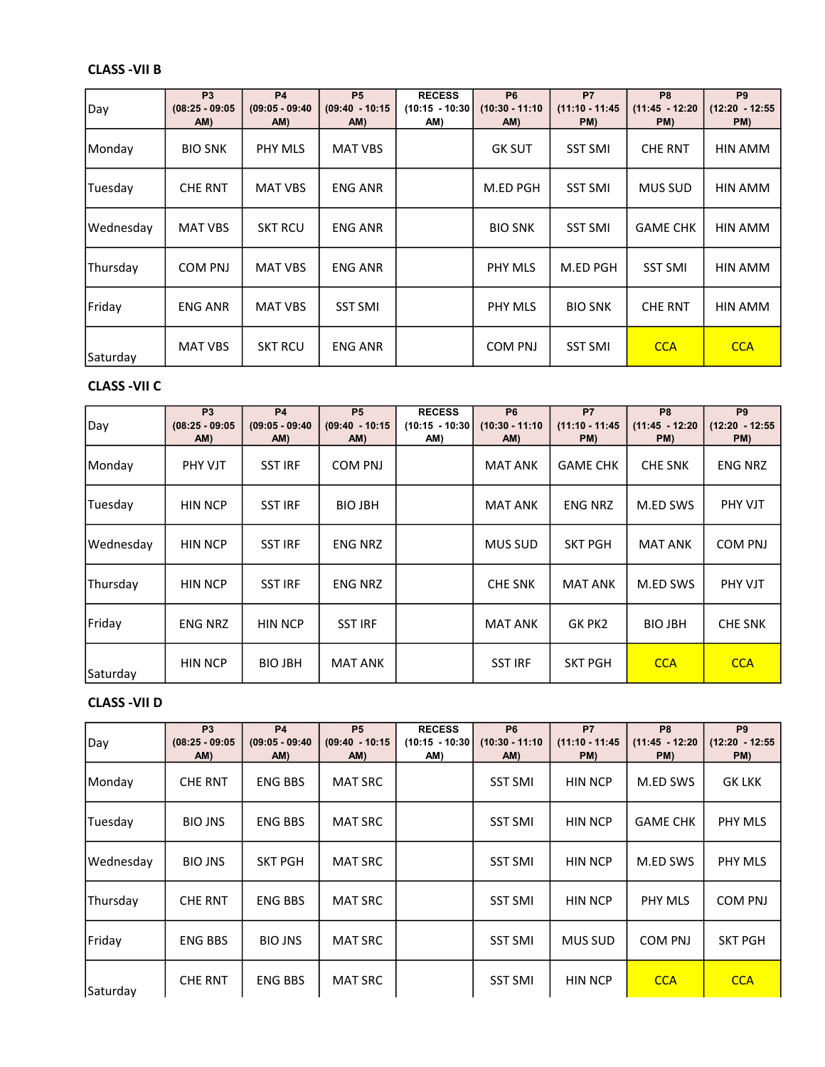**CLASS -VII B**

| Day | P3 (08:25 - 09:05 AM) | P4 (09:05 - 09:40 AM) | P5 (09:40 - 10:15 AM) | RECESS (10:15 - 10:30 AM) | P6 (10:30 - 11:10 AM) | P7 (11:10 - 11:45 PM) | P8 (11:45 - 12:20 PM) | P9 (12:20 - 12:55 PM) |
|---|---|---|---|---|---|---|---|---|
| Monday | BIO SNK | PHY MLS | MAT VBS | | GK SUT | SST SMI | CHE RNT | HIN AMM |
| Tuesday | CHE RNT | MAT VBS | ENG ANR | | M.ED PGH | SST SMI | MUS SUD | HIN AMM |
| Wednesday | MAT VBS | SKT RCU | ENG ANR | | BIO SNK | SST SMI | GAME CHK | HIN AMM |
| Thursday | COM PNJ | MAT VBS | ENG ANR | | PHY MLS | M.ED PGH | SST SMI | HIN AMM |
| Friday | ENG ANR | MAT VBS | SST SMI | | PHY MLS | BIO SNK | CHE RNT | HIN AMM |
| Saturday | MAT VBS | SKT RCU | ENG ANR | | COM PNJ | SST SMI | CCA | CCA |

**CLASS -VII C**

| Day | P3 (08:25 - 09:05 AM) | P4 (09:05 - 09:40 AM) | P5 (09:40 - 10:15 AM) | RECESS (10:15 - 10:30 AM) | P6 (10:30 - 11:10 AM) | P7 (11:10 - 11:45 PM) | P8 (11:45 - 12:20 PM) | P9 (12:20 - 12:55 PM) |
|---|---|---|---|---|---|---|---|---|
| Monday | PHY VJT | SST IRF | COM PNJ | | MAT ANK | GAME CHK | CHE SNK | ENG NRZ |
| Tuesday | HIN NCP | SST IRF | BIO JBH | | MAT ANK | ENG NRZ | M.ED SWS | PHY VJT |
| Wednesday | HIN NCP | SST IRF | ENG NRZ | | MUS SUD | SKT PGH | MAT ANK | COM PNJ |
| Thursday | HIN NCP | SST IRF | ENG NRZ | | CHE SNK | MAT ANK | M.ED SWS | PHY VJT |
| Friday | ENG NRZ | HIN NCP | SST IRF | | MAT ANK | GK PK2 | BIO JBH | CHE SNK |
| Saturday | HIN NCP | BIO JBH | MAT ANK | | SST IRF | SKT PGH | CCA | CCA |

**CLASS -VII D**

| Day | P3 (08:25 - 09:05 AM) | P4 (09:05 - 09:40 AM) | P5 (09:40 - 10:15 AM) | RECESS (10:15 - 10:30 AM) | P6 (10:30 - 11:10 AM) | P7 (11:10 - 11:45 PM) | P8 (11:45 - 12:20 PM) | P9 (12:20 - 12:55 PM) |
|---|---|---|---|---|---|---|---|---|
| Monday | CHE RNT | ENG BBS | MAT SRC | | SST SMI | HIN NCP | M.ED SWS | GK LKK |
| Tuesday | BIO JNS | ENG BBS | MAT SRC | | SST SMI | HIN NCP | GAME CHK | PHY MLS |
| Wednesday | BIO JNS | SKT PGH | MAT SRC | | SST SMI | HIN NCP | M.ED SWS | PHY MLS |
| Thursday | CHE RNT | ENG BBS | MAT SRC | | SST SMI | HIN NCP | PHY MLS | COM PNJ |
| Friday | ENG BBS | BIO JNS | MAT SRC | | SST SMI | MUS SUD | COM PNJ | SKT PGH |
| Saturday | CHE RNT | ENG BBS | MAT SRC | | SST SMI | HIN NCP | CCA | CCA |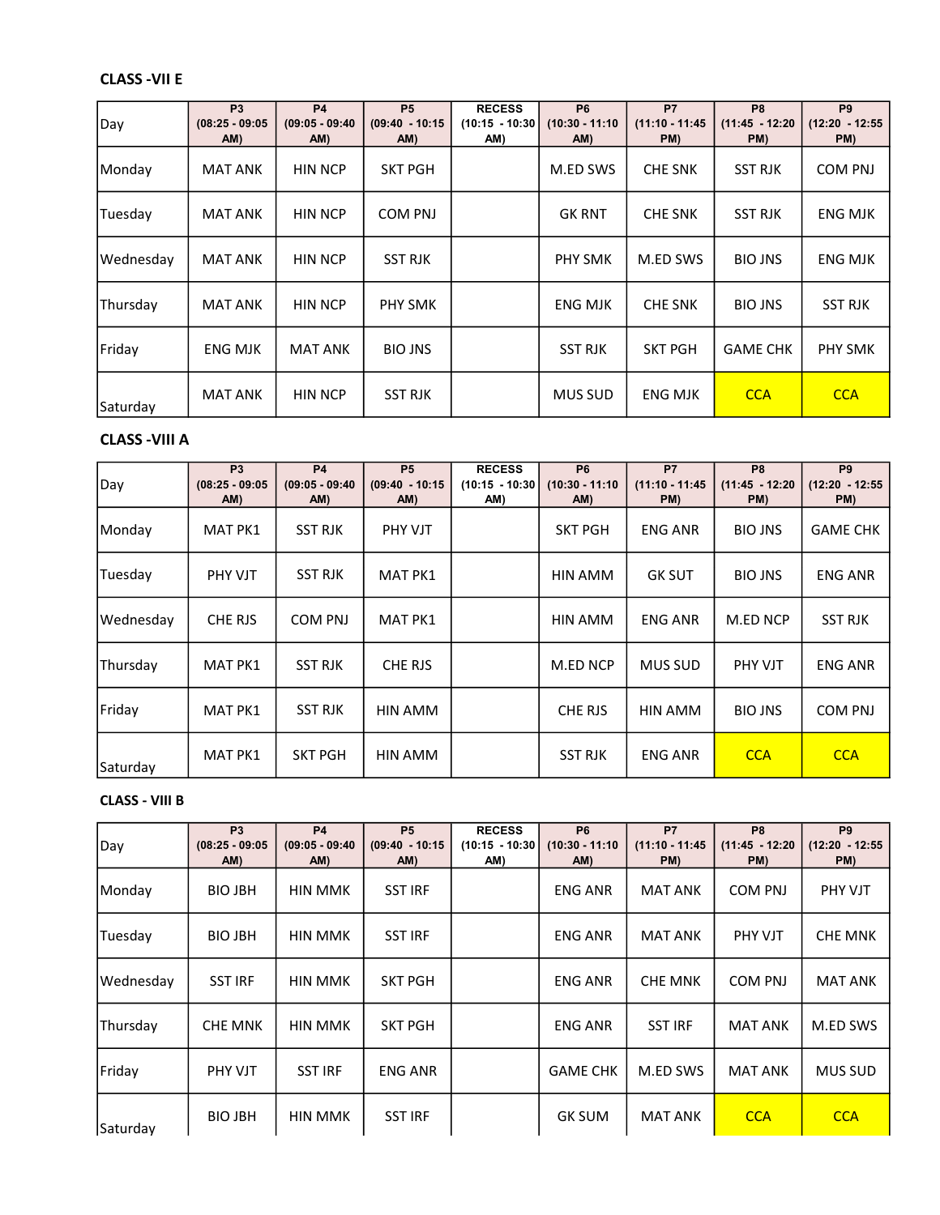**CLASS -VII E**

| Day | P3 (08:25 - 09:05 AM) | P4 (09:05 - 09:40 AM) | P5 (09:40 - 10:15 AM) | RECESS (10:15 - 10:30 AM) | P6 (10:30 - 11:10 AM) | P7 (11:10 - 11:45 PM) | P8 (11:45 - 12:20 PM) | P9 (12:20 - 12:55 PM) |
|---|---|---|---|---|---|---|---|---|
| Monday | MAT ANK | HIN NCP | SKT PGH | | M.ED SWS | CHE SNK | SST RJK | COM PNJ |
| Tuesday | MAT ANK | HIN NCP | COM PNJ | | GK RNT | CHE SNK | SST RJK | ENG MJK |
| Wednesday | MAT ANK | HIN NCP | SST RJK | | PHY SMK | M.ED SWS | BIO JNS | ENG MJK |
| Thursday | MAT ANK | HIN NCP | PHY SMK | | ENG MJK | CHE SNK | BIO JNS | SST RJK |
| Friday | ENG MJK | MAT ANK | BIO JNS | | SST RJK | SKT PGH | GAME CHK | PHY SMK |
| Saturday | MAT ANK | HIN NCP | SST RJK | | MUS SUD | ENG MJK | CCA | CCA |

**CLASS -VIII A**

| Day | P3 (08:25 - 09:05 AM) | P4 (09:05 - 09:40 AM) | P5 (09:40 - 10:15 AM) | RECESS (10:15 - 10:30 AM) | P6 (10:30 - 11:10 AM) | P7 (11:10 - 11:45 PM) | P8 (11:45 - 12:20 PM) | P9 (12:20 - 12:55 PM) |
|---|---|---|---|---|---|---|---|---|
| Monday | MAT PK1 | SST RJK | PHY VJT | | SKT PGH | ENG ANR | BIO JNS | GAME CHK |
| Tuesday | PHY VJT | SST RJK | MAT PK1 | | HIN AMM | GK SUT | BIO JNS | ENG ANR |
| Wednesday | CHE RJS | COM PNJ | MAT PK1 | | HIN AMM | ENG ANR | M.ED NCP | SST RJK |
| Thursday | MAT PK1 | SST RJK | CHE RJS | | M.ED NCP | MUS SUD | PHY VJT | ENG ANR |
| Friday | MAT PK1 | SST RJK | HIN AMM | | CHE RJS | HIN AMM | BIO JNS | COM PNJ |
| Saturday | MAT PK1 | SKT PGH | HIN AMM | | SST RJK | ENG ANR | CCA | CCA |

**CLASS - VIII B**

| Day | P3 (08:25 - 09:05 AM) | P4 (09:05 - 09:40 AM) | P5 (09:40 - 10:15 AM) | RECESS (10:15 - 10:30 AM) | P6 (10:30 - 11:10 AM) | P7 (11:10 - 11:45 PM) | P8 (11:45 - 12:20 PM) | P9 (12:20 - 12:55 PM) |
|---|---|---|---|---|---|---|---|---|
| Monday | BIO JBH | HIN MMK | SST IRF | | ENG ANR | MAT ANK | COM PNJ | PHY VJT |
| Tuesday | BIO JBH | HIN MMK | SST IRF | | ENG ANR | MAT ANK | PHY VJT | CHE MNK |
| Wednesday | SST IRF | HIN MMK | SKT PGH | | ENG ANR | CHE MNK | COM PNJ | MAT ANK |
| Thursday | CHE MNK | HIN MMK | SKT PGH | | ENG ANR | SST IRF | MAT ANK | M.ED SWS |
| Friday | PHY VJT | SST IRF | ENG ANR | | GAME CHK | M.ED SWS | MAT ANK | MUS SUD |
| Saturday | BIO JBH | HIN MMK | SST IRF | | GK SUM | MAT ANK | CCA | CCA |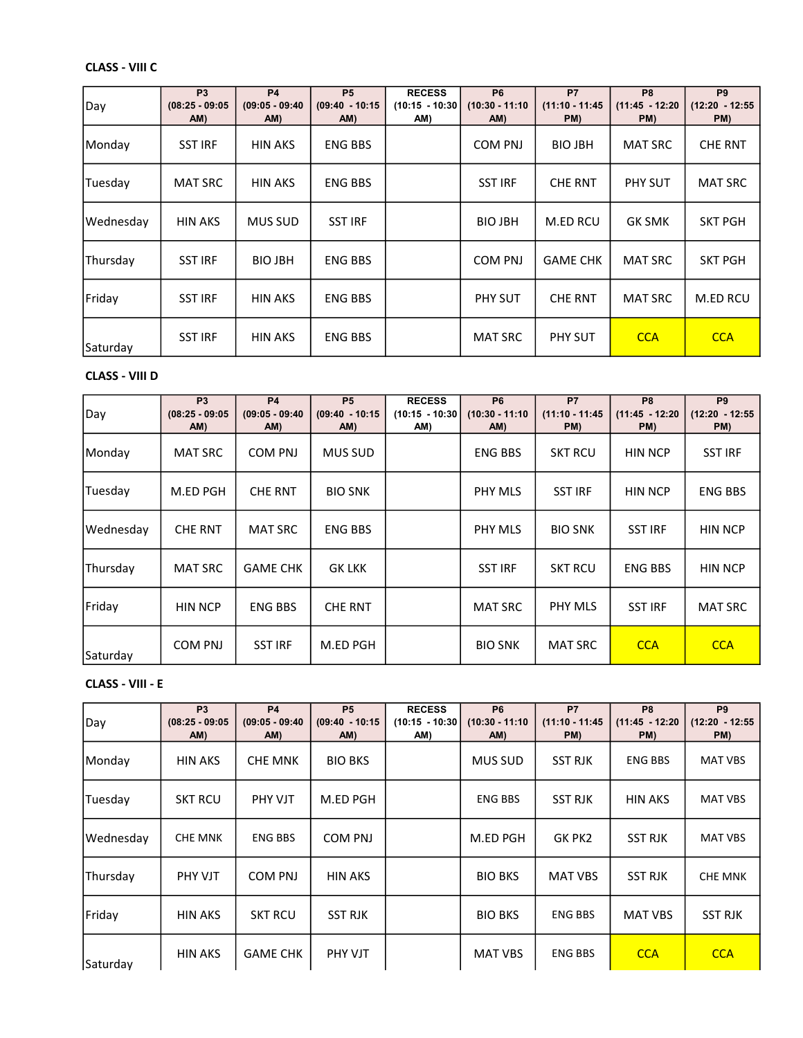**CLASS - VIII C**

| Day | P3 (08:25 - 09:05 AM) | P4 (09:05 - 09:40 AM) | P5 (09:40 - 10:15 AM) | RECESS (10:15 - 10:30 AM) | P6 (10:30 - 11:10 AM) | P7 (11:10 - 11:45 PM) | P8 (11:45 - 12:20 PM) | P9 (12:20 - 12:55 PM) |
|---|---|---|---|---|---|---|---|---|
| Monday | SST IRF | HIN AKS | ENG BBS | | COM PNJ | BIO JBH | MAT SRC | CHE RNT |
| Tuesday | MAT SRC | HIN AKS | ENG BBS | | SST IRF | CHE RNT | PHY SUT | MAT SRC |
| Wednesday | HIN AKS | MUS SUD | SST IRF | | BIO JBH | M.ED RCU | GK SMK | SKT PGH |
| Thursday | SST IRF | BIO JBH | ENG BBS | | COM PNJ | GAME CHK | MAT SRC | SKT PGH |
| Friday | SST IRF | HIN AKS | ENG BBS | | PHY SUT | CHE RNT | MAT SRC | M.ED RCU |
| Saturday | SST IRF | HIN AKS | ENG BBS | | MAT SRC | PHY SUT | CCA | CCA |

**CLASS - VIII D**

| Day | P3 (08:25 - 09:05 AM) | P4 (09:05 - 09:40 AM) | P5 (09:40 - 10:15 AM) | RECESS (10:15 - 10:30 AM) | P6 (10:30 - 11:10 AM) | P7 (11:10 - 11:45 PM) | P8 (11:45 - 12:20 PM) | P9 (12:20 - 12:55 PM) |
|---|---|---|---|---|---|---|---|---|
| Monday | MAT SRC | COM PNJ | MUS SUD | | ENG BBS | SKT RCU | HIN NCP | SST IRF |
| Tuesday | M.ED PGH | CHE RNT | BIO SNK | | PHY MLS | SST IRF | HIN NCP | ENG BBS |
| Wednesday | CHE RNT | MAT SRC | ENG BBS | | PHY MLS | BIO SNK | SST IRF | HIN NCP |
| Thursday | MAT SRC | GAME CHK | GK LKK | | SST IRF | SKT RCU | ENG BBS | HIN NCP |
| Friday | HIN NCP | ENG BBS | CHE RNT | | MAT SRC | PHY MLS | SST IRF | MAT SRC |
| Saturday | COM PNJ | SST IRF | M.ED PGH | | BIO SNK | MAT SRC | CCA | CCA |

**CLASS - VIII - E**

| Day | P3 (08:25 - 09:05 AM) | P4 (09:05 - 09:40 AM) | P5 (09:40 - 10:15 AM) | RECESS (10:15 - 10:30 AM) | P6 (10:30 - 11:10 AM) | P7 (11:10 - 11:45 PM) | P8 (11:45 - 12:20 PM) | P9 (12:20 - 12:55 PM) |
|---|---|---|---|---|---|---|---|---|
| Monday | HIN AKS | CHE MNK | BIO BKS | | MUS SUD | SST RJK | ENG BBS | MAT VBS |
| Tuesday | SKT RCU | PHY VJT | M.ED PGH | | ENG BBS | SST RJK | HIN AKS | MAT VBS |
| Wednesday | CHE MNK | ENG BBS | COM PNJ | | M.ED PGH | GK PK2 | SST RJK | MAT VBS |
| Thursday | PHY VJT | COM PNJ | HIN AKS | | BIO BKS | MAT VBS | SST RJK | CHE MNK |
| Friday | HIN AKS | SKT RCU | SST RJK | | BIO BKS | ENG BBS | MAT VBS | SST RJK |
| Saturday | HIN AKS | GAME CHK | PHY VJT | | MAT VBS | ENG BBS | CCA | CCA |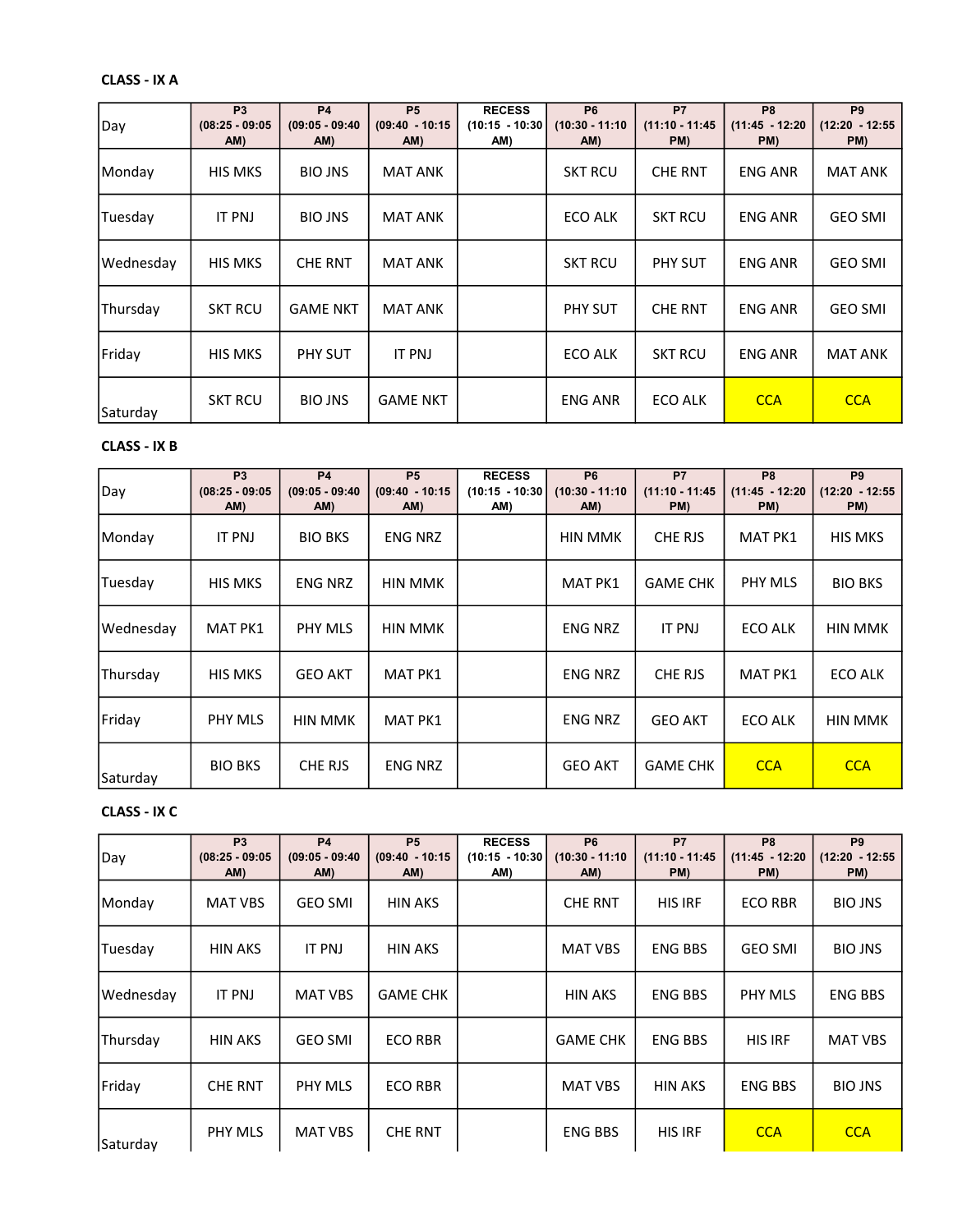**CLASS - IX A**

| Day | P3 (08:25 - 09:05 AM) | P4 (09:05 - 09:40 AM) | P5 (09:40 - 10:15 AM) | RECESS (10:15 - 10:30 AM) | P6 (10:30 - 11:10 AM) | P7 (11:10 - 11:45 PM) | P8 (11:45 - 12:20 PM) | P9 (12:20 - 12:55 PM) |
|---|---|---|---|---|---|---|---|---|
| Monday | HIS MKS | BIO JNS | MAT ANK | | SKT RCU | CHE RNT | ENG ANR | MAT ANK |
| Tuesday | IT PNJ | BIO JNS | MAT ANK | | ECO ALK | SKT RCU | ENG ANR | GEO SMI |
| Wednesday | HIS MKS | CHE RNT | MAT ANK | | SKT RCU | PHY SUT | ENG ANR | GEO SMI |
| Thursday | SKT RCU | GAME NKT | MAT ANK | | PHY SUT | CHE RNT | ENG ANR | GEO SMI |
| Friday | HIS MKS | PHY SUT | IT PNJ | | ECO ALK | SKT RCU | ENG ANR | MAT ANK |
| Saturday | SKT RCU | BIO JNS | GAME NKT | | ENG ANR | ECO ALK | CCA | CCA |

**CLASS - IX B**

| Day | P3 (08:25 - 09:05 AM) | P4 (09:05 - 09:40 AM) | P5 (09:40 - 10:15 AM) | RECESS (10:15 - 10:30 AM) | P6 (10:30 - 11:10 AM) | P7 (11:10 - 11:45 PM) | P8 (11:45 - 12:20 PM) | P9 (12:20 - 12:55 PM) |
|---|---|---|---|---|---|---|---|---|
| Monday | IT PNJ | BIO BKS | ENG NRZ | | HIN MMK | CHE RJS | MAT PK1 | HIS MKS |
| Tuesday | HIS MKS | ENG NRZ | HIN MMK | | MAT PK1 | GAME CHK | PHY MLS | BIO BKS |
| Wednesday | MAT PK1 | PHY MLS | HIN MMK | | ENG NRZ | IT PNJ | ECO ALK | HIN MMK |
| Thursday | HIS MKS | GEO AKT | MAT PK1 | | ENG NRZ | CHE RJS | MAT PK1 | ECO ALK |
| Friday | PHY MLS | HIN MMK | MAT PK1 | | ENG NRZ | GEO AKT | ECO ALK | HIN MMK |
| Saturday | BIO BKS | CHE RJS | ENG NRZ | | GEO AKT | GAME CHK | CCA | CCA |

**CLASS - IX C**

| Day | P3 (08:25 - 09:05 AM) | P4 (09:05 - 09:40 AM) | P5 (09:40 - 10:15 AM) | RECESS (10:15 - 10:30 AM) | P6 (10:30 - 11:10 AM) | P7 (11:10 - 11:45 PM) | P8 (11:45 - 12:20 PM) | P9 (12:20 - 12:55 PM) |
|---|---|---|---|---|---|---|---|---|
| Monday | MAT VBS | GEO SMI | HIN AKS | | CHE RNT | HIS IRF | ECO RBR | BIO JNS |
| Tuesday | HIN AKS | IT PNJ | HIN AKS | | MAT VBS | ENG BBS | GEO SMI | BIO JNS |
| Wednesday | IT PNJ | MAT VBS | GAME CHK | | HIN AKS | ENG BBS | PHY MLS | ENG BBS |
| Thursday | HIN AKS | GEO SMI | ECO RBR | | GAME CHK | ENG BBS | HIS IRF | MAT VBS |
| Friday | CHE RNT | PHY MLS | ECO RBR | | MAT VBS | HIN AKS | ENG BBS | BIO JNS |
| Saturday | PHY MLS | MAT VBS | CHE RNT | | ENG BBS | HIS IRF | CCA | CCA |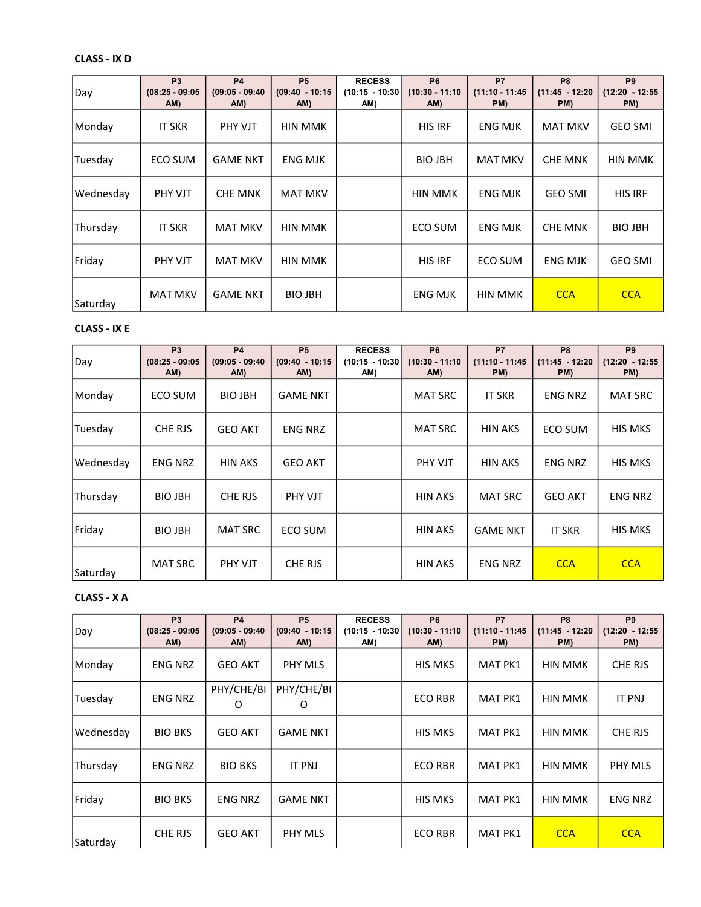**CLASS - IX D**

| Day | P3 (08:25 - 09:05 AM) | P4 (09:05 - 09:40 AM) | P5 (09:40 - 10:15 AM) | RECESS (10:15 - 10:30 AM) | P6 (10:30 - 11:10 AM) | P7 (11:10 - 11:45 PM) | P8 (11:45 - 12:20 PM) | P9 (12:20 - 12:55 PM) |
|---|---|---|---|---|---|---|---|---|
| Monday | IT SKR | PHY VJT | HIN MMK | | HIS IRF | ENG MJK | MAT MKV | GEO SMI |
| Tuesday | ECO SUM | GAME NKT | ENG MJK | | BIO JBH | MAT MKV | CHE MNK | HIN MMK |
| Wednesday | PHY VJT | CHE MNK | MAT MKV | | HIN MMK | ENG MJK | GEO SMI | HIS IRF |
| Thursday | IT SKR | MAT MKV | HIN MMK | | ECO SUM | ENG MJK | CHE MNK | BIO JBH |
| Friday | PHY VJT | MAT MKV | HIN MMK | | HIS IRF | ECO SUM | ENG MJK | GEO SMI |
| Saturday | MAT MKV | GAME NKT | BIO JBH | | ENG MJK | HIN MMK | CCA | CCA |

**CLASS - IX E**

| Day | P3 (08:25 - 09:05 AM) | P4 (09:05 - 09:40 AM) | P5 (09:40 - 10:15 AM) | RECESS (10:15 - 10:30 AM) | P6 (10:30 - 11:10 AM) | P7 (11:10 - 11:45 PM) | P8 (11:45 - 12:20 PM) | P9 (12:20 - 12:55 PM) |
|---|---|---|---|---|---|---|---|---|
| Monday | ECO SUM | BIO JBH | GAME NKT | | MAT SRC | IT SKR | ENG NRZ | MAT SRC |
| Tuesday | CHE RJS | GEO AKT | ENG NRZ | | MAT SRC | HIN AKS | ECO SUM | HIS MKS |
| Wednesday | ENG NRZ | HIN AKS | GEO AKT | | PHY VJT | HIN AKS | ENG NRZ | HIS MKS |
| Thursday | BIO JBH | CHE RJS | PHY VJT | | HIN AKS | MAT SRC | GEO AKT | ENG NRZ |
| Friday | BIO JBH | MAT SRC | ECO SUM | | HIN AKS | GAME NKT | IT SKR | HIS MKS |
| Saturday | MAT SRC | PHY VJT | CHE RJS | | HIN AKS | ENG NRZ | CCA | CCA |

**CLASS - X A**

| Day | P3 (08:25 - 09:05 AM) | P4 (09:05 - 09:40 AM) | P5 (09:40 - 10:15 AM) | RECESS (10:15 - 10:30 AM) | P6 (10:30 - 11:10 AM) | P7 (11:10 - 11:45 PM) | P8 (11:45 - 12:20 PM) | P9 (12:20 - 12:55 PM) |
|---|---|---|---|---|---|---|---|---|
| Monday | ENG NRZ | GEO AKT | PHY MLS | | HIS MKS | MAT PK1 | HIN MMK | CHE RJS |
| Tuesday | ENG NRZ | PHY/CHE/BIO | PHY/CHE/BIO | | ECO RBR | MAT PK1 | HIN MMK | IT PNJ |
| Wednesday | BIO BKS | GEO AKT | GAME NKT | | HIS MKS | MAT PK1 | HIN MMK | CHE RJS |
| Thursday | ENG NRZ | BIO BKS | IT PNJ | | ECO RBR | MAT PK1 | HIN MMK | PHY MLS |
| Friday | BIO BKS | ENG NRZ | GAME NKT | | HIS MKS | MAT PK1 | HIN MMK | ENG NRZ |
| Saturday | CHE RJS | GEO AKT | PHY MLS | | ECO RBR | MAT PK1 | CCA | CCA |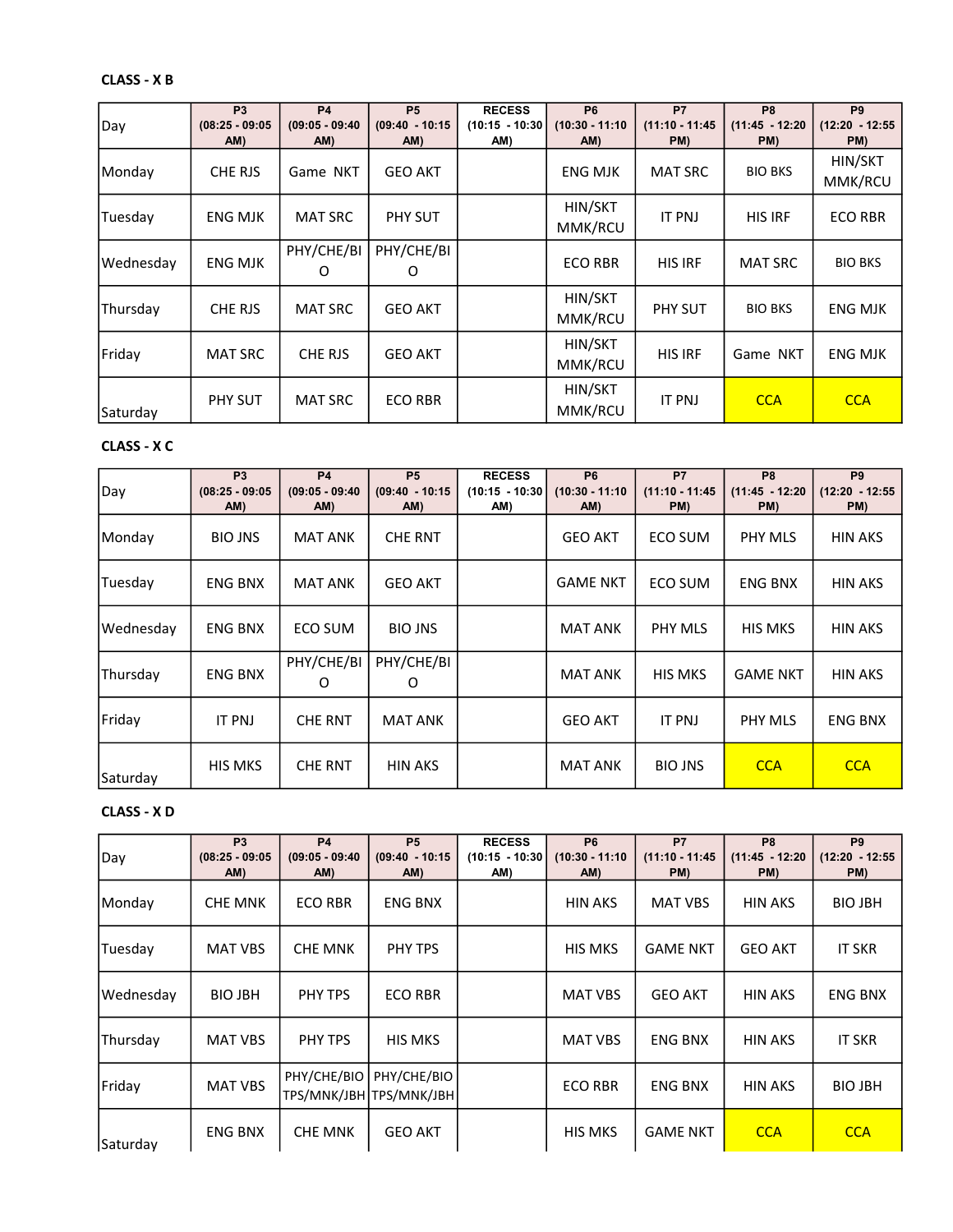**CLASS - X B**

| Day | P3 (08:25 - 09:05 AM) | P4 (09:05 - 09:40 AM) | P5 (09:40 - 10:15 AM) | RECESS (10:15 - 10:30 AM) | P6 (10:30 - 11:10 AM) | P7 (11:10 - 11:45 PM) | P8 (11:45 - 12:20 PM) | P9 (12:20 - 12:55 PM) |
|---|---|---|---|---|---|---|---|---|
| Monday | CHE RJS | Game NKT | GEO AKT | | ENG MJK | MAT SRC | BIO BKS | HIN/SKT MMK/RCU |
| Tuesday | ENG MJK | MAT SRC | PHY SUT | | HIN/SKT MMK/RCU | IT PNJ | HIS IRF | ECO RBR |
| Wednesday | ENG MJK | PHY/CHE/BIO | PHY/CHE/BIO | | ECO RBR | HIS IRF | MAT SRC | BIO BKS |
| Thursday | CHE RJS | MAT SRC | GEO AKT | | HIN/SKT MMK/RCU | PHY SUT | BIO BKS | ENG MJK |
| Friday | MAT SRC | CHE RJS | GEO AKT | | HIN/SKT MMK/RCU | HIS IRF | Game NKT | ENG MJK |
| Saturday | PHY SUT | MAT SRC | ECO RBR | | HIN/SKT MMK/RCU | IT PNJ | CCA | CCA |

**CLASS - X C**

| Day | P3 (08:25 - 09:05 AM) | P4 (09:05 - 09:40 AM) | P5 (09:40 - 10:15 AM) | RECESS (10:15 - 10:30 AM) | P6 (10:30 - 11:10 AM) | P7 (11:10 - 11:45 PM) | P8 (11:45 - 12:20 PM) | P9 (12:20 - 12:55 PM) |
|---|---|---|---|---|---|---|---|---|
| Monday | BIO JNS | MAT ANK | CHE RNT | | GEO AKT | ECO SUM | PHY MLS | HIN AKS |
| Tuesday | ENG BNX | MAT ANK | GEO AKT | | GAME NKT | ECO SUM | ENG BNX | HIN AKS |
| Wednesday | ENG BNX | ECO SUM | BIO JNS | | MAT ANK | PHY MLS | HIS MKS | HIN AKS |
| Thursday | ENG BNX | PHY/CHE/BIO | PHY/CHE/BIO | | MAT ANK | HIS MKS | GAME NKT | HIN AKS |
| Friday | IT PNJ | CHE RNT | MAT ANK | | GEO AKT | IT PNJ | PHY MLS | ENG BNX |
| Saturday | HIS MKS | CHE RNT | HIN AKS | | MAT ANK | BIO JNS | CCA | CCA |

**CLASS - X D**

| Day | P3 (08:25 - 09:05 AM) | P4 (09:05 - 09:40 AM) | P5 (09:40 - 10:15 AM) | RECESS (10:15 - 10:30 AM) | P6 (10:30 - 11:10 AM) | P7 (11:10 - 11:45 PM) | P8 (11:45 - 12:20 PM) | P9 (12:20 - 12:55 PM) |
|---|---|---|---|---|---|---|---|---|
| Monday | CHE MNK | ECO RBR | ENG BNX | | HIN AKS | MAT VBS | HIN AKS | BIO JBH |
| Tuesday | MAT VBS | CHE MNK | PHY TPS | | HIS MKS | GAME NKT | GEO AKT | IT SKR |
| Wednesday | BIO JBH | PHY TPS | ECO RBR | | MAT VBS | GEO AKT | HIN AKS | ENG BNX |
| Thursday | MAT VBS | PHY TPS | HIS MKS | | MAT VBS | ENG BNX | HIN AKS | IT SKR |
| Friday | MAT VBS | PHY/CHE/BIO TPS/MNK/JBH | PHY/CHE/BIO TPS/MNK/JBH | | ECO RBR | ENG BNX | HIN AKS | BIO JBH |
| Saturday | ENG BNX | CHE MNK | GEO AKT | | HIS MKS | GAME NKT | CCA | CCA |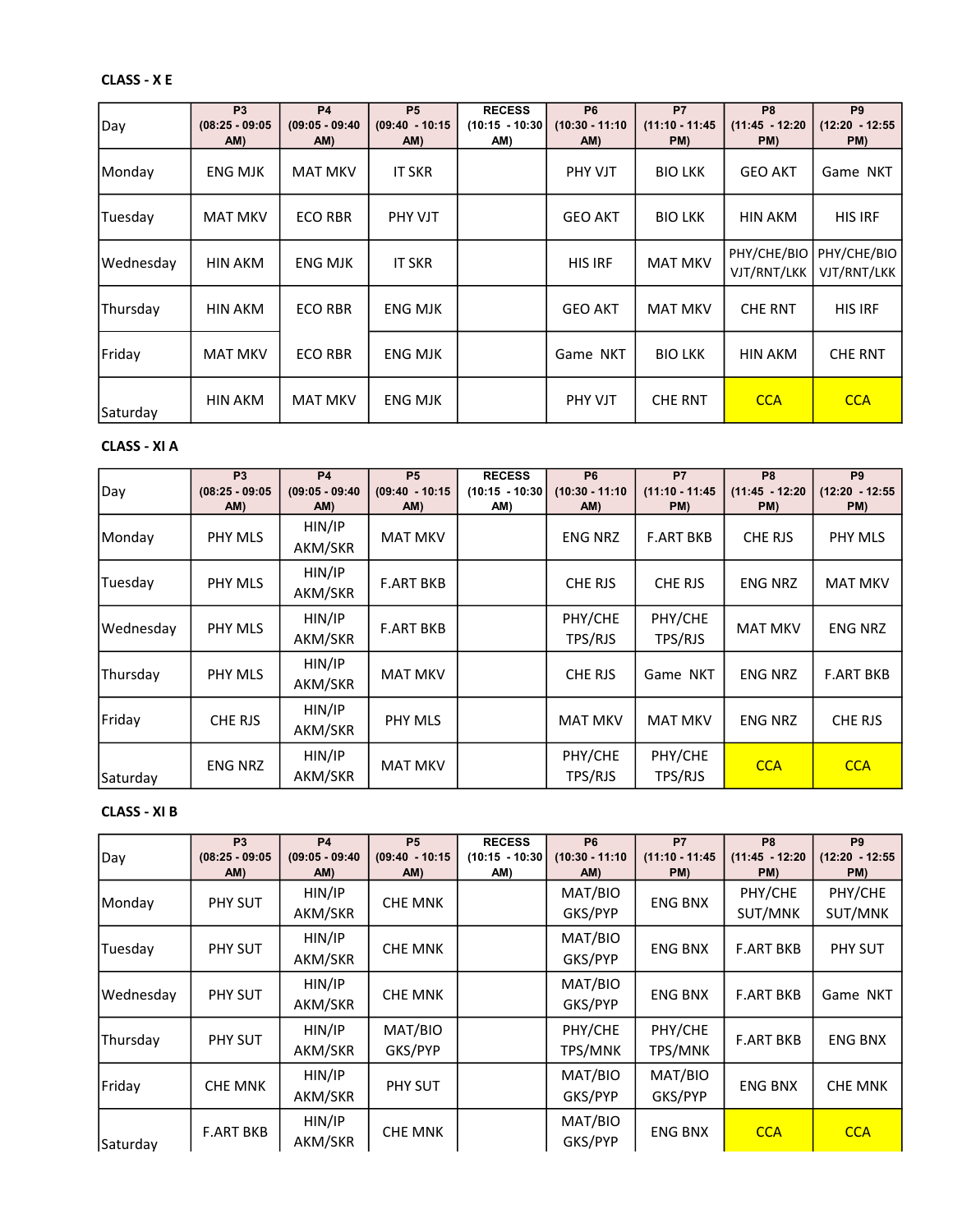**CLASS - X E**

| Day | P3 (08:25 - 09:05 AM) | P4 (09:05 - 09:40 AM) | P5 (09:40 - 10:15 AM) | RECESS (10:15 - 10:30 AM) | P6 (10:30 - 11:10 AM) | P7 (11:10 - 11:45 PM) | P8 (11:45 - 12:20 PM) | P9 (12:20 - 12:55 PM) |
|---|---|---|---|---|---|---|---|---|
| Monday | ENG MJK | MAT MKV | IT SKR | | PHY VJT | BIO LKK | GEO AKT | Game NKT |
| Tuesday | MAT MKV | ECO RBR | PHY VJT | | GEO AKT | BIO LKK | HIN AKM | HIS IRF |
| Wednesday | HIN AKM | ENG MJK | IT SKR | | HIS IRF | MAT MKV | PHY/CHE/BIO VJT/RNT/LKK | PHY/CHE/BIO VJT/RNT/LKK |
| Thursday | HIN AKM | ECO RBR | ENG MJK | | GEO AKT | MAT MKV | CHE RNT | HIS IRF |
| Friday | MAT MKV | ECO RBR | ENG MJK | | Game NKT | BIO LKK | HIN AKM | CHE RNT |
| Saturday | HIN AKM | MAT MKV | ENG MJK | | PHY VJT | CHE RNT | CCA | CCA |

**CLASS - XI A**

| Day | P3 (08:25 - 09:05 AM) | P4 (09:05 - 09:40 AM) | P5 (09:40 - 10:15 AM) | RECESS (10:15 - 10:30 AM) | P6 (10:30 - 11:10 AM) | P7 (11:10 - 11:45 PM) | P8 (11:45 - 12:20 PM) | P9 (12:20 - 12:55 PM) |
|---|---|---|---|---|---|---|---|---|
| Monday | PHY MLS | HIN/IP AKM/SKR | MAT MKV | | ENG NRZ | F.ART BKB | CHE RJS | PHY MLS |
| Tuesday | PHY MLS | HIN/IP AKM/SKR | F.ART BKB | | CHE RJS | CHE RJS | ENG NRZ | MAT MKV |
| Wednesday | PHY MLS | HIN/IP AKM/SKR | F.ART BKB | | PHY/CHE TPS/RJS | PHY/CHE TPS/RJS | MAT MKV | ENG NRZ |
| Thursday | PHY MLS | HIN/IP AKM/SKR | MAT MKV | | CHE RJS | Game NKT | ENG NRZ | F.ART BKB |
| Friday | CHE RJS | HIN/IP AKM/SKR | PHY MLS | | MAT MKV | MAT MKV | ENG NRZ | CHE RJS |
| Saturday | ENG NRZ | HIN/IP AKM/SKR | MAT MKV | | PHY/CHE TPS/RJS | PHY/CHE TPS/RJS | CCA | CCA |

**CLASS - XI B**

| Day | P3 (08:25 - 09:05 AM) | P4 (09:05 - 09:40 AM) | P5 (09:40 - 10:15 AM) | RECESS (10:15 - 10:30 AM) | P6 (10:30 - 11:10 AM) | P7 (11:10 - 11:45 PM) | P8 (11:45 - 12:20 PM) | P9 (12:20 - 12:55 PM) |
|---|---|---|---|---|---|---|---|---|
| Monday | PHY SUT | HIN/IP AKM/SKR | CHE MNK | | MAT/BIO GKS/PYP | ENG BNX | PHY/CHE SUT/MNK | PHY/CHE SUT/MNK |
| Tuesday | PHY SUT | HIN/IP AKM/SKR | CHE MNK | | MAT/BIO GKS/PYP | ENG BNX | F.ART BKB | PHY SUT |
| Wednesday | PHY SUT | HIN/IP AKM/SKR | CHE MNK | | MAT/BIO GKS/PYP | ENG BNX | F.ART BKB | Game NKT |
| Thursday | PHY SUT | HIN/IP AKM/SKR | MAT/BIO GKS/PYP | | PHY/CHE TPS/MNK | PHY/CHE TPS/MNK | F.ART BKB | ENG BNX |
| Friday | CHE MNK | HIN/IP AKM/SKR | PHY SUT | | MAT/BIO GKS/PYP | MAT/BIO GKS/PYP | ENG BNX | CHE MNK |
| Saturday | F.ART BKB | HIN/IP AKM/SKR | CHE MNK | | MAT/BIO GKS/PYP | ENG BNX | CCA | CCA |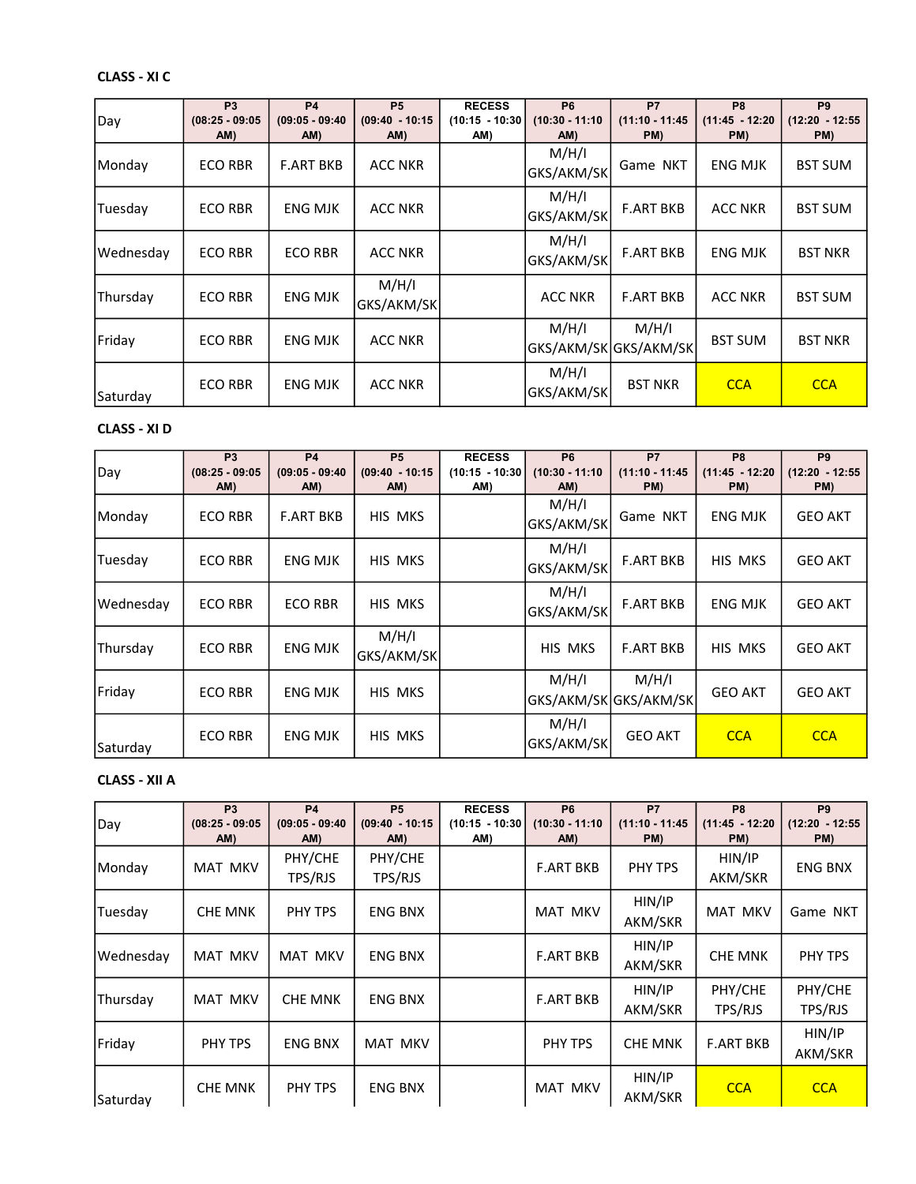**CLASS - XI C**

| Day | P3 (08:25 - 09:05 AM) | P4 (09:05 - 09:40 AM) | P5 (09:40 - 10:15 AM) | RECESS (10:15 - 10:30 AM) | P6 (10:30 - 11:10 AM) | P7 (11:10 - 11:45 PM) | P8 (11:45 - 12:20 PM) | P9 (12:20 - 12:55 PM) |
|---|---|---|---|---|---|---|---|---|
| Monday | ECO RBR | F.ART BKB | ACC NKR | | M/H/I GKS/AKM/SK | Game NKT | ENG MJK | BST SUM |
| Tuesday | ECO RBR | ENG MJK | ACC NKR | | M/H/I GKS/AKM/SK | F.ART BKB | ACC NKR | BST SUM |
| Wednesday | ECO RBR | ECO RBR | ACC NKR | | M/H/I GKS/AKM/SK | F.ART BKB | ENG MJK | BST NKR |
| Thursday | ECO RBR | ENG MJK | M/H/I GKS/AKM/SK | | ACC NKR | F.ART BKB | ACC NKR | BST SUM |
| Friday | ECO RBR | ENG MJK | ACC NKR | | M/H/I GKS/AKM/SK | M/H/I GKS/AKM/SK | BST SUM | BST NKR |
| Saturday | ECO RBR | ENG MJK | ACC NKR | | M/H/I GKS/AKM/SK | BST NKR | CCA | CCA |

**CLASS - XI D**

| Day | P3 (08:25 - 09:05 AM) | P4 (09:05 - 09:40 AM) | P5 (09:40 - 10:15 AM) | RECESS (10:15 - 10:30 AM) | P6 (10:30 - 11:10 AM) | P7 (11:10 - 11:45 PM) | P8 (11:45 - 12:20 PM) | P9 (12:20 - 12:55 PM) |
|---|---|---|---|---|---|---|---|---|
| Monday | ECO RBR | F.ART BKB | HIS MKS | | M/H/I GKS/AKM/SK | Game NKT | ENG MJK | GEO AKT |
| Tuesday | ECO RBR | ENG MJK | HIS MKS | | M/H/I GKS/AKM/SK | F.ART BKB | HIS MKS | GEO AKT |
| Wednesday | ECO RBR | ECO RBR | HIS MKS | | M/H/I GKS/AKM/SK | F.ART BKB | ENG MJK | GEO AKT |
| Thursday | ECO RBR | ENG MJK | M/H/I GKS/AKM/SK | | HIS MKS | F.ART BKB | HIS MKS | GEO AKT |
| Friday | ECO RBR | ENG MJK | HIS MKS | | M/H/I GKS/AKM/SK | M/H/I GKS/AKM/SK | GEO AKT | GEO AKT |
| Saturday | ECO RBR | ENG MJK | HIS MKS | | M/H/I GKS/AKM/SK | GEO AKT | CCA | CCA |

**CLASS - XII A**

| Day | P3 (08:25 - 09:05 AM) | P4 (09:05 - 09:40 AM) | P5 (09:40 - 10:15 AM) | RECESS (10:15 - 10:30 AM) | P6 (10:30 - 11:10 AM) | P7 (11:10 - 11:45 PM) | P8 (11:45 - 12:20 PM) | P9 (12:20 - 12:55 PM) |
|---|---|---|---|---|---|---|---|---|
| Monday | MAT MKV | PHY/CHE TPS/RJS | PHY/CHE TPS/RJS | | F.ART BKB | PHY TPS | HIN/IP AKM/SKR | ENG BNX |
| Tuesday | CHE MNK | PHY TPS | ENG BNX | | MAT MKV | HIN/IP AKM/SKR | MAT MKV | Game NKT |
| Wednesday | MAT MKV | MAT MKV | ENG BNX | | F.ART BKB | HIN/IP AKM/SKR | CHE MNK | PHY TPS |
| Thursday | MAT MKV | CHE MNK | ENG BNX | | F.ART BKB | HIN/IP AKM/SKR | PHY/CHE TPS/RJS | PHY/CHE TPS/RJS |
| Friday | PHY TPS | ENG BNX | MAT MKV | | PHY TPS | CHE MNK | F.ART BKB | HIN/IP AKM/SKR |
| Saturday | CHE MNK | PHY TPS | ENG BNX | | MAT MKV | HIN/IP AKM/SKR | CCA | CCA |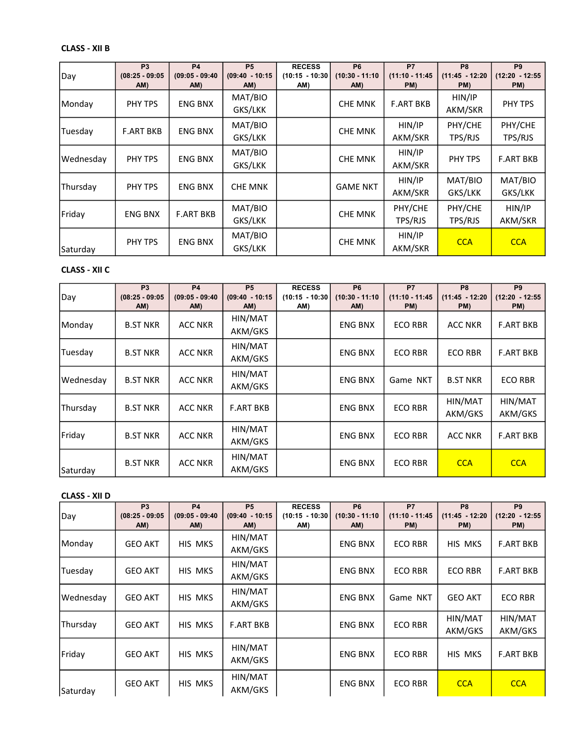**CLASS - XII B**

| Day | P3 (08:25 - 09:05 AM) | P4 (09:05 - 09:40 AM) | P5 (09:40 - 10:15 AM) | RECESS (10:15 - 10:30 AM) | P6 (10:30 - 11:10 AM) | P7 (11:10 - 11:45 PM) | P8 (11:45 - 12:20 PM) | P9 (12:20 - 12:55 PM) |
|---|---|---|---|---|---|---|---|---|
| Monday | PHY TPS | ENG BNX | MAT/BIO GKS/LKK | | CHE MNK | F.ART BKB | HIN/IP AKM/SKR | PHY TPS |
| Tuesday | F.ART BKB | ENG BNX | MAT/BIO GKS/LKK | | CHE MNK | HIN/IP AKM/SKR | PHY/CHE TPS/RJS | PHY/CHE TPS/RJS |
| Wednesday | PHY TPS | ENG BNX | MAT/BIO GKS/LKK | | CHE MNK | HIN/IP AKM/SKR | PHY TPS | F.ART BKB |
| Thursday | PHY TPS | ENG BNX | CHE MNK | | GAME NKT | HIN/IP AKM/SKR | MAT/BIO GKS/LKK | MAT/BIO GKS/LKK |
| Friday | ENG BNX | F.ART BKB | MAT/BIO GKS/LKK | | CHE MNK | PHY/CHE TPS/RJS | PHY/CHE TPS/RJS | HIN/IP AKM/SKR |
| Saturday | PHY TPS | ENG BNX | MAT/BIO GKS/LKK | | CHE MNK | HIN/IP AKM/SKR | CCA | CCA |

**CLASS - XII C**

| Day | P3 (08:25 - 09:05 AM) | P4 (09:05 - 09:40 AM) | P5 (09:40 - 10:15 AM) | RECESS (10:15 - 10:30 AM) | P6 (10:30 - 11:10 AM) | P7 (11:10 - 11:45 PM) | P8 (11:45 - 12:20 PM) | P9 (12:20 - 12:55 PM) |
|---|---|---|---|---|---|---|---|---|
| Monday | B.ST NKR | ACC NKR | HIN/MAT AKM/GKS | | ENG BNX | ECO RBR | ACC NKR | F.ART BKB |
| Tuesday | B.ST NKR | ACC NKR | HIN/MAT AKM/GKS | | ENG BNX | ECO RBR | ECO RBR | F.ART BKB |
| Wednesday | B.ST NKR | ACC NKR | HIN/MAT AKM/GKS | | ENG BNX | Game NKT | B.ST NKR | ECO RBR |
| Thursday | B.ST NKR | ACC NKR | F.ART BKB | | ENG BNX | ECO RBR | HIN/MAT AKM/GKS | HIN/MAT AKM/GKS |
| Friday | B.ST NKR | ACC NKR | HIN/MAT AKM/GKS | | ENG BNX | ECO RBR | ACC NKR | F.ART BKB |
| Saturday | B.ST NKR | ACC NKR | HIN/MAT AKM/GKS | | ENG BNX | ECO RBR | CCA | CCA |

**CLASS - XII D**

| Day | P3 (08:25 - 09:05 AM) | P4 (09:05 - 09:40 AM) | P5 (09:40 - 10:15 AM) | RECESS (10:15 - 10:30 AM) | P6 (10:30 - 11:10 AM) | P7 (11:10 - 11:45 PM) | P8 (11:45 - 12:20 PM) | P9 (12:20 - 12:55 PM) |
|---|---|---|---|---|---|---|---|---|
| Monday | GEO AKT | HIS MKS | HIN/MAT AKM/GKS | | ENG BNX | ECO RBR | HIS MKS | F.ART BKB |
| Tuesday | GEO AKT | HIS MKS | HIN/MAT AKM/GKS | | ENG BNX | ECO RBR | ECO RBR | F.ART BKB |
| Wednesday | GEO AKT | HIS MKS | HIN/MAT AKM/GKS | | ENG BNX | Game NKT | GEO AKT | ECO RBR |
| Thursday | GEO AKT | HIS MKS | F.ART BKB | | ENG BNX | ECO RBR | HIN/MAT AKM/GKS | HIN/MAT AKM/GKS |
| Friday | GEO AKT | HIS MKS | HIN/MAT AKM/GKS | | ENG BNX | ECO RBR | HIS MKS | F.ART BKB |
| Saturday | GEO AKT | HIS MKS | HIN/MAT AKM/GKS | | ENG BNX | ECO RBR | CCA | CCA |